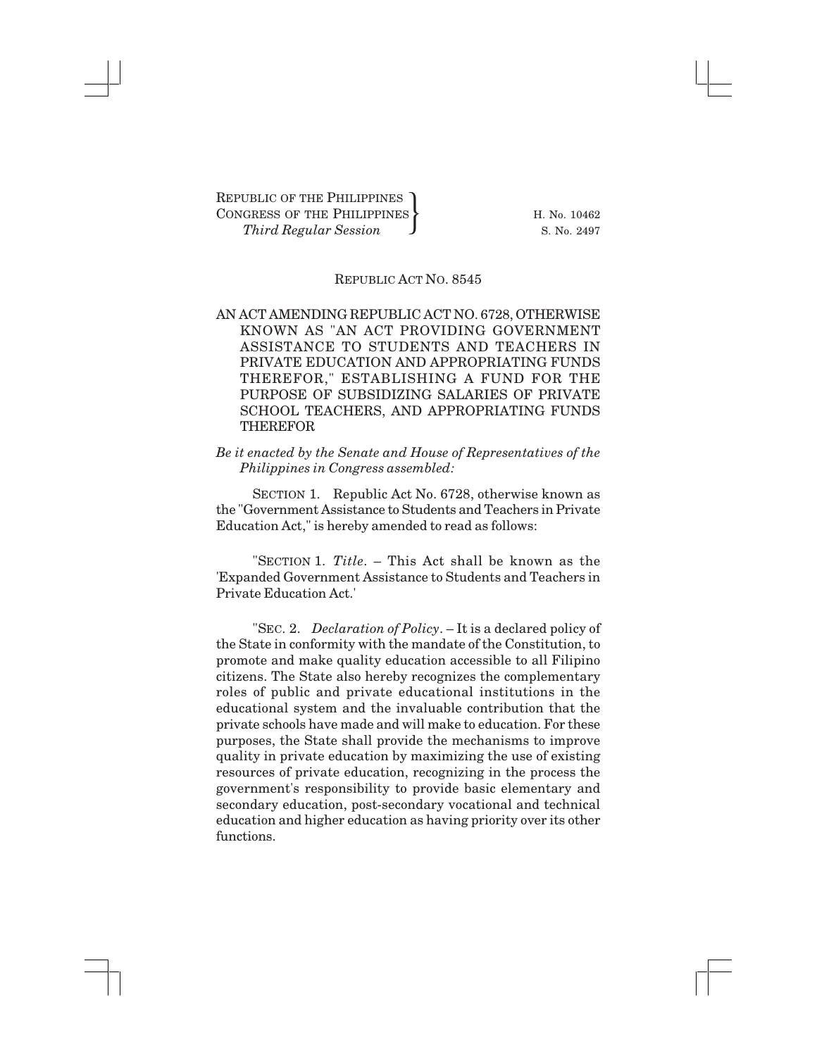REPUBLIC OF THE PHILIPPINES
CONGRESS OF THE PHILIPPINES
*Third Regular Session*

H. No. 10462
S. No. 2497

REPUBLIC ACT NO. 8545

AN ACT AMENDING REPUBLIC ACT NO. 6728, OTHERWISE KNOWN AS "AN ACT PROVIDING GOVERNMENT ASSISTANCE TO STUDENTS AND TEACHERS IN PRIVATE EDUCATION AND APPROPRIATING FUNDS THEREFOR," ESTABLISHING A FUND FOR THE PURPOSE OF SUBSIDIZING SALARIES OF PRIVATE SCHOOL TEACHERS, AND APPROPRIATING FUNDS THEREFOR

*Be it enacted by the Senate and House of Representatives of the Philippines in Congress assembled:*

SECTION 1. Republic Act No. 6728, otherwise known as the "Government Assistance to Students and Teachers in Private Education Act," is hereby amended to read as follows:

"SECTION 1. *Title*. – This Act shall be known as the 'Expanded Government Assistance to Students and Teachers in Private Education Act.'

"SEC. 2. *Declaration of Policy*. – It is a declared policy of the State in conformity with the mandate of the Constitution, to promote and make quality education accessible to all Filipino citizens. The State also hereby recognizes the complementary roles of public and private educational institutions in the educational system and the invaluable contribution that the private schools have made and will make to education. For these purposes, the State shall provide the mechanisms to improve quality in private education by maximizing the use of existing resources of private education, recognizing in the process the government's responsibility to provide basic elementary and secondary education, post-secondary vocational and technical education and higher education as having priority over its other functions.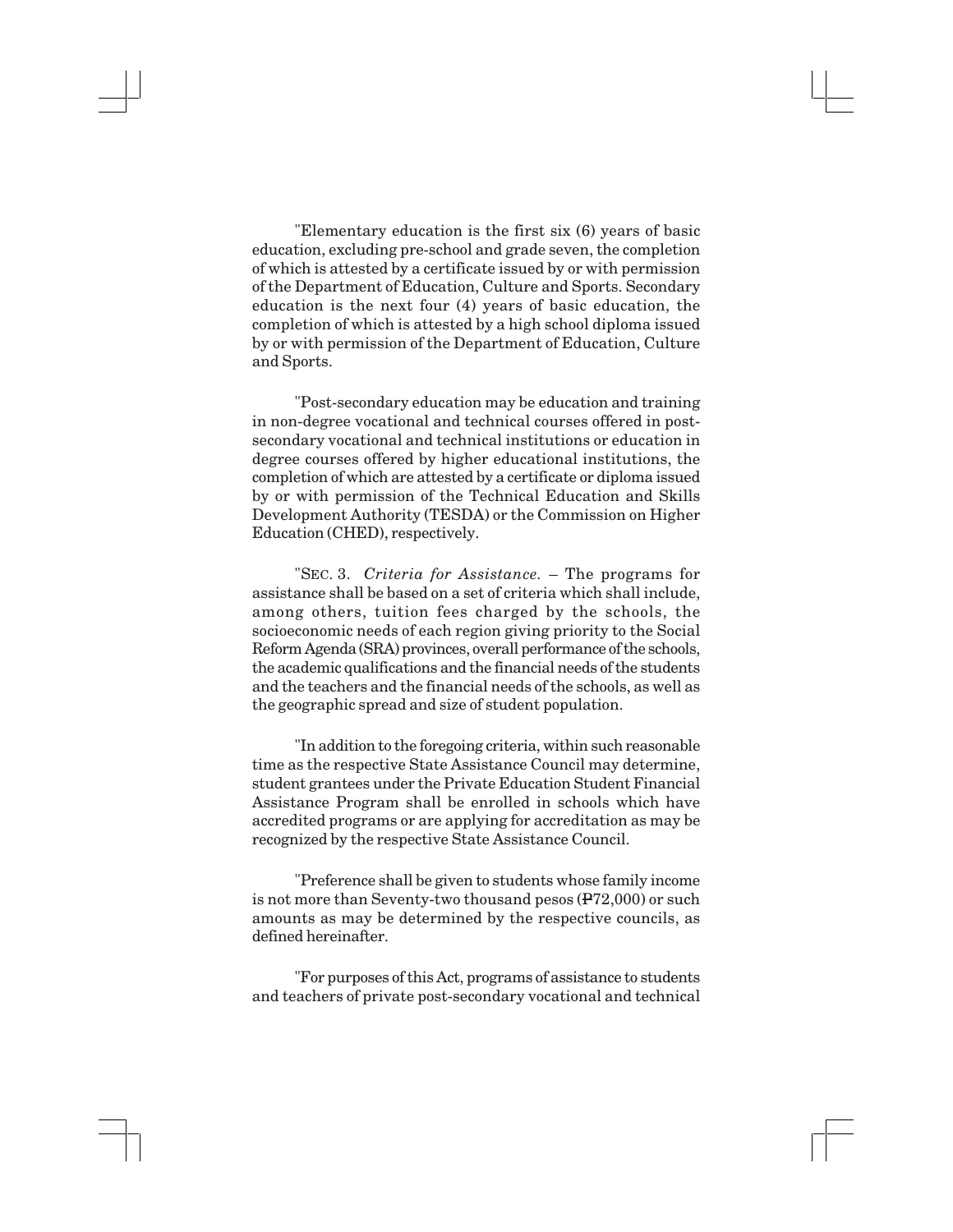"Elementary education is the first six (6) years of basic education, excluding pre-school and grade seven, the completion of which is attested by a certificate issued by or with permission of the Department of Education, Culture and Sports. Secondary education is the next four (4) years of basic education, the completion of which is attested by a high school diploma issued by or with permission of the Department of Education, Culture and Sports.

"Post-secondary education may be education and training in non-degree vocational and technical courses offered in post-secondary vocational and technical institutions or education in degree courses offered by higher educational institutions, the completion of which are attested by a certificate or diploma issued by or with permission of the Technical Education and Skills Development Authority (TESDA) or the Commission on Higher Education (CHED), respectively.

"SEC. 3. *Criteria for Assistance.* – The programs for assistance shall be based on a set of criteria which shall include, among others, tuition fees charged by the schools, the socioeconomic needs of each region giving priority to the Social Reform Agenda (SRA) provinces, overall performance of the schools, the academic qualifications and the financial needs of the students and the teachers and the financial needs of the schools, as well as the geographic spread and size of student population.

"In addition to the foregoing criteria, within such reasonable time as the respective State Assistance Council may determine, student grantees under the Private Education Student Financial Assistance Program shall be enrolled in schools which have accredited programs or are applying for accreditation as may be recognized by the respective State Assistance Council.

"Preference shall be given to students whose family income is not more than Seventy-two thousand pesos (₱72,000) or such amounts as may be determined by the respective councils, as defined hereinafter.

"For purposes of this Act, programs of assistance to students and teachers of private post-secondary vocational and technical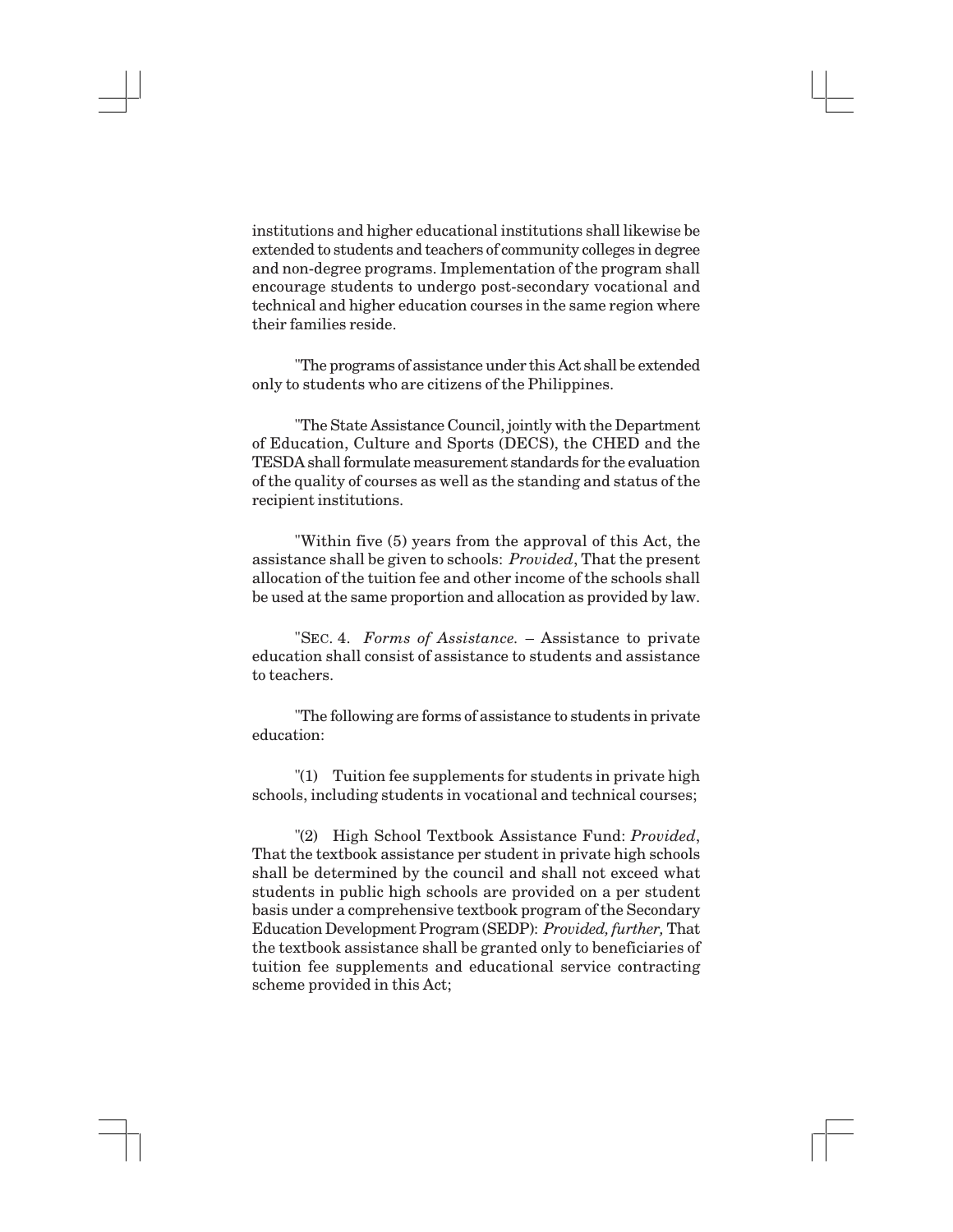institutions and higher educational institutions shall likewise be extended to students and teachers of community colleges in degree and non-degree programs. Implementation of the program shall encourage students to undergo post-secondary vocational and technical and higher education courses in the same region where their families reside.

"The programs of assistance under this Act shall be extended only to students who are citizens of the Philippines.

"The State Assistance Council, jointly with the Department of Education, Culture and Sports (DECS), the CHED and the TESDA shall formulate measurement standards for the evaluation of the quality of courses as well as the standing and status of the recipient institutions.

"Within five (5) years from the approval of this Act, the assistance shall be given to schools: *Provided*, That the present allocation of the tuition fee and other income of the schools shall be used at the same proportion and allocation as provided by law.

"SEC. 4. *Forms of Assistance.* – Assistance to private education shall consist of assistance to students and assistance to teachers.

"The following are forms of assistance to students in private education:

"(1) Tuition fee supplements for students in private high schools, including students in vocational and technical courses;

"(2) High School Textbook Assistance Fund: *Provided*, That the textbook assistance per student in private high schools shall be determined by the council and shall not exceed what students in public high schools are provided on a per student basis under a comprehensive textbook program of the Secondary Education Development Program (SEDP): *Provided, further,* That the textbook assistance shall be granted only to beneficiaries of tuition fee supplements and educational service contracting scheme provided in this Act;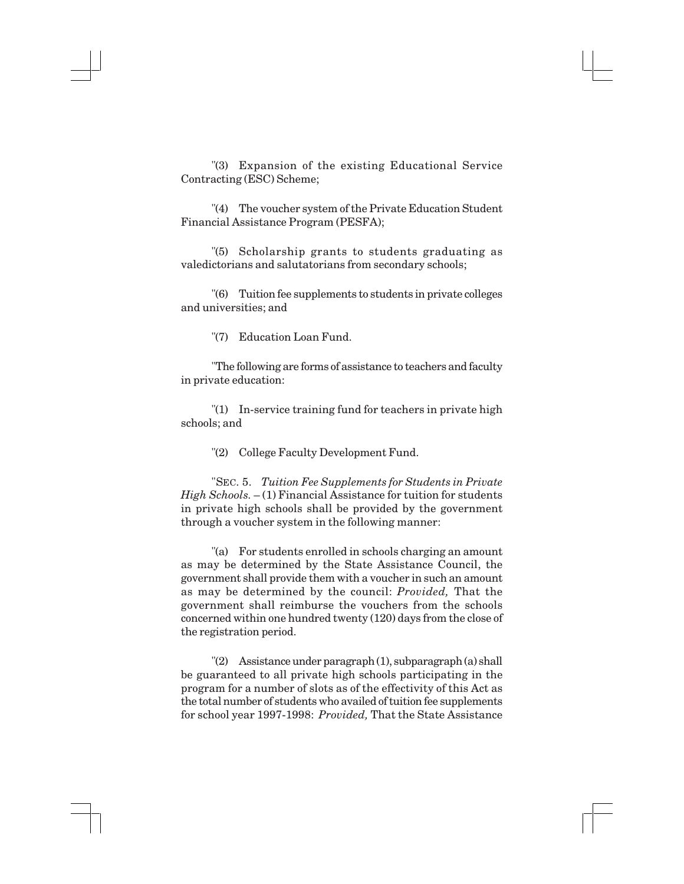"(3) Expansion of the existing Educational Service Contracting (ESC) Scheme;

"(4) The voucher system of the Private Education Student Financial Assistance Program (PESFA);

"(5) Scholarship grants to students graduating as valedictorians and salutatorians from secondary schools;

"(6) Tuition fee supplements to students in private colleges and universities; and

"(7) Education Loan Fund.

"The following are forms of assistance to teachers and faculty in private education:

"(1) In-service training fund for teachers in private high schools; and

"(2) College Faculty Development Fund.

"SEC. 5. *Tuition Fee Supplements for Students in Private High Schools.* – (1) Financial Assistance for tuition for students in private high schools shall be provided by the government through a voucher system in the following manner:

"(a) For students enrolled in schools charging an amount as may be determined by the State Assistance Council, the government shall provide them with a voucher in such an amount as may be determined by the council: *Provided,* That the government shall reimburse the vouchers from the schools concerned within one hundred twenty (120) days from the close of the registration period.

"(2) Assistance under paragraph (1), subparagraph (a) shall be guaranteed to all private high schools participating in the program for a number of slots as of the effectivity of this Act as the total number of students who availed of tuition fee supplements for school year 1997-1998: *Provided,* That the State Assistance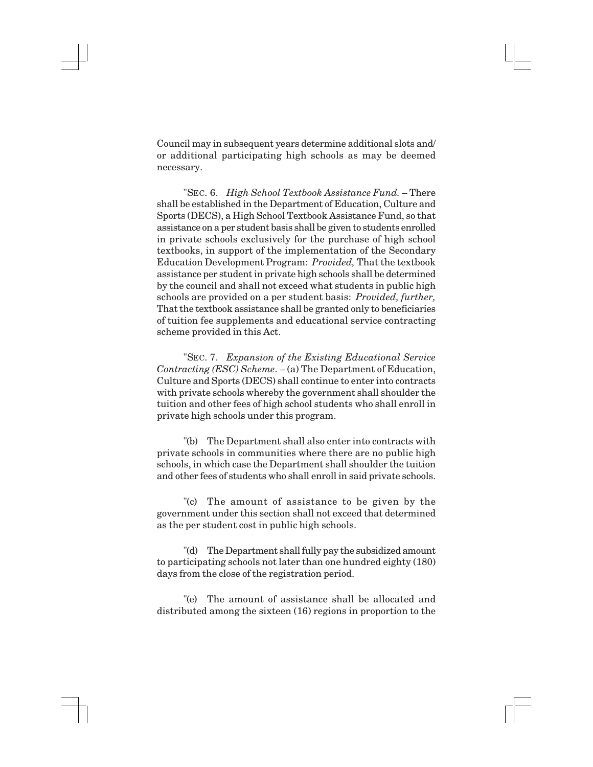Council may in subsequent years determine additional slots and/ or additional participating high schools as may be deemed necessary.

"SEC. 6. *High School Textbook Assistance Fund.* – There shall be established in the Department of Education, Culture and Sports (DECS), a High School Textbook Assistance Fund, so that assistance on a per student basis shall be given to students enrolled in private schools exclusively for the purchase of high school textbooks, in support of the implementation of the Secondary Education Development Program: *Provided,* That the textbook assistance per student in private high schools shall be determined by the council and shall not exceed what students in public high schools are provided on a per student basis: *Provided, further,* That the textbook assistance shall be granted only to beneficiaries of tuition fee supplements and educational service contracting scheme provided in this Act.

"SEC. 7. *Expansion of the Existing Educational Service Contracting (ESC) Scheme.* – (a) The Department of Education, Culture and Sports (DECS) shall continue to enter into contracts with private schools whereby the government shall shoulder the tuition and other fees of high school students who shall enroll in private high schools under this program.

"(b) The Department shall also enter into contracts with private schools in communities where there are no public high schools, in which case the Department shall shoulder the tuition and other fees of students who shall enroll in said private schools.

"(c) The amount of assistance to be given by the government under this section shall not exceed that determined as the per student cost in public high schools.

"(d) The Department shall fully pay the subsidized amount to participating schools not later than one hundred eighty (180) days from the close of the registration period.

"(e) The amount of assistance shall be allocated and distributed among the sixteen (16) regions in proportion to the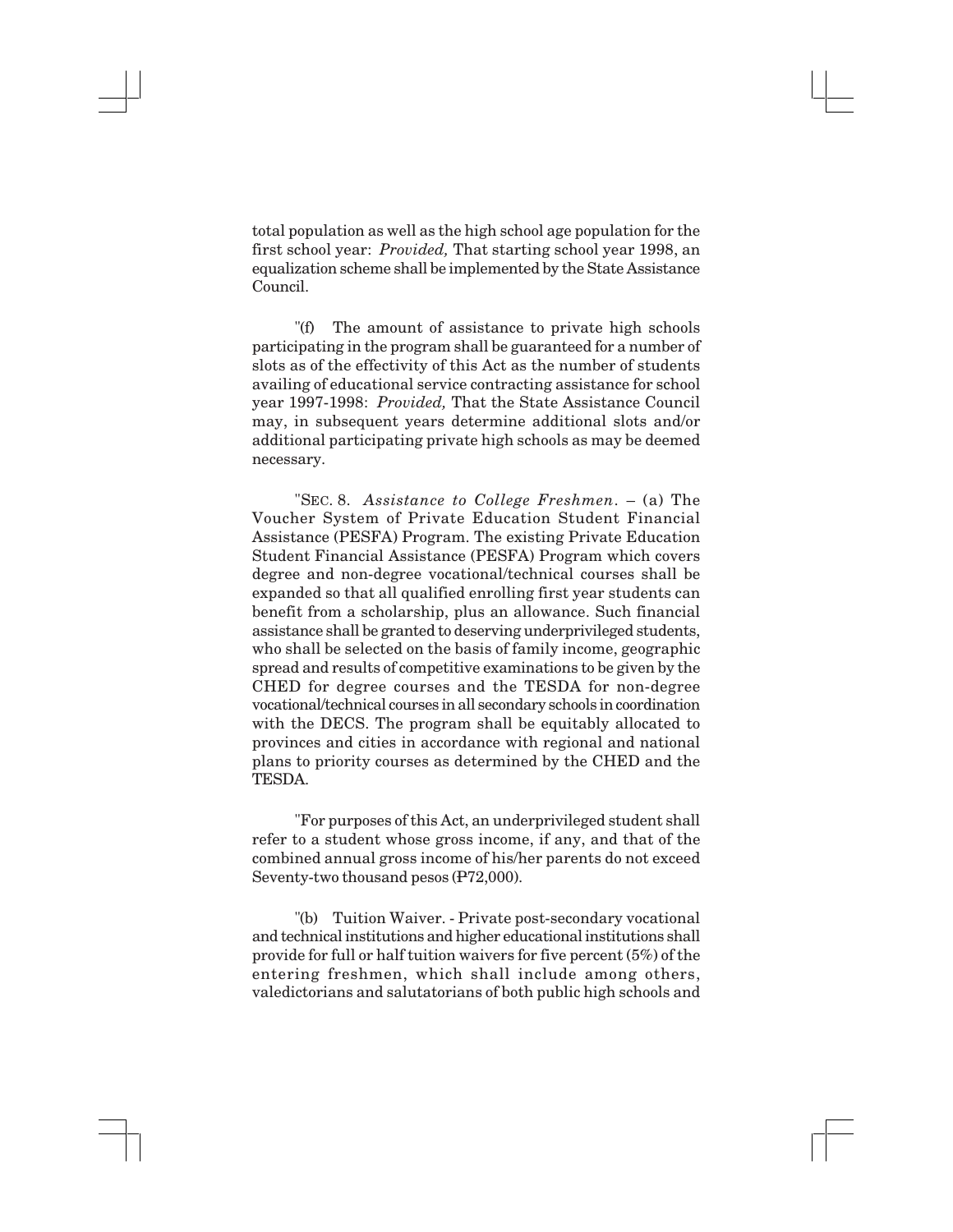total population as well as the high school age population for the first school year: *Provided,* That starting school year 1998, an equalization scheme shall be implemented by the State Assistance Council.

"(f) The amount of assistance to private high schools participating in the program shall be guaranteed for a number of slots as of the effectivity of this Act as the number of students availing of educational service contracting assistance for school year 1997-1998: *Provided,* That the State Assistance Council may, in subsequent years determine additional slots and/or additional participating private high schools as may be deemed necessary.

"SEC. 8. *Assistance to College Freshmen*. – (a) The Voucher System of Private Education Student Financial Assistance (PESFA) Program. The existing Private Education Student Financial Assistance (PESFA) Program which covers degree and non-degree vocational/technical courses shall be expanded so that all qualified enrolling first year students can benefit from a scholarship, plus an allowance. Such financial assistance shall be granted to deserving underprivileged students, who shall be selected on the basis of family income, geographic spread and results of competitive examinations to be given by the CHED for degree courses and the TESDA for non-degree vocational/technical courses in all secondary schools in coordination with the DECS. The program shall be equitably allocated to provinces and cities in accordance with regional and national plans to priority courses as determined by the CHED and the TESDA.

"For purposes of this Act, an underprivileged student shall refer to a student whose gross income, if any, and that of the combined annual gross income of his/her parents do not exceed Seventy-two thousand pesos (₱72,000).

"(b) Tuition Waiver. - Private post-secondary vocational and technical institutions and higher educational institutions shall provide for full or half tuition waivers for five percent (5%) of the entering freshmen, which shall include among others, valedictorians and salutatorians of both public high schools and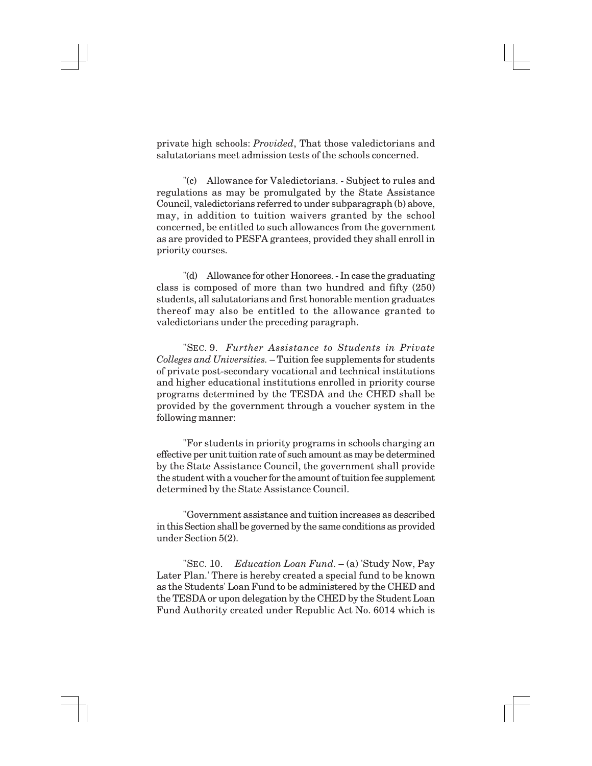private high schools: *Provided*, That those valedictorians and salutatorians meet admission tests of the schools concerned.

"(c) Allowance for Valedictorians. - Subject to rules and regulations as may be promulgated by the State Assistance Council, valedictorians referred to under subparagraph (b) above, may, in addition to tuition waivers granted by the school concerned, be entitled to such allowances from the government as are provided to PESFA grantees, provided they shall enroll in priority courses.

"(d) Allowance for other Honorees. - In case the graduating class is composed of more than two hundred and fifty (250) students, all salutatorians and first honorable mention graduates thereof may also be entitled to the allowance granted to valedictorians under the preceding paragraph.

"SEC. 9. *Further Assistance to Students in Private Colleges and Universities.* – Tuition fee supplements for students of private post-secondary vocational and technical institutions and higher educational institutions enrolled in priority course programs determined by the TESDA and the CHED shall be provided by the government through a voucher system in the following manner:

"For students in priority programs in schools charging an effective per unit tuition rate of such amount as may be determined by the State Assistance Council, the government shall provide the student with a voucher for the amount of tuition fee supplement determined by the State Assistance Council.

"Government assistance and tuition increases as described in this Section shall be governed by the same conditions as provided under Section 5(2).

"SEC. 10. *Education Loan Fund.* – (a) 'Study Now, Pay Later Plan.' There is hereby created a special fund to be known as the Students' Loan Fund to be administered by the CHED and the TESDA or upon delegation by the CHED by the Student Loan Fund Authority created under Republic Act No. 6014 which is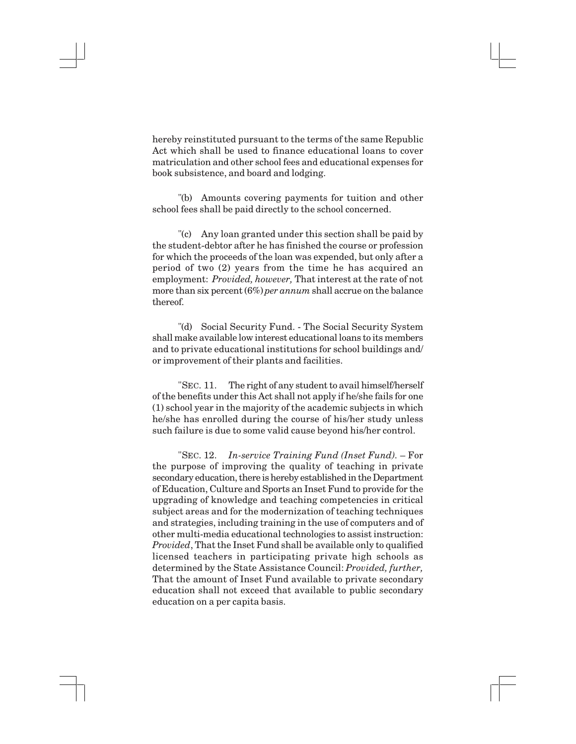hereby reinstituted pursuant to the terms of the same Republic Act which shall be used to finance educational loans to cover matriculation and other school fees and educational expenses for book subsistence, and board and lodging.

"(b) Amounts covering payments for tuition and other school fees shall be paid directly to the school concerned.

"(c) Any loan granted under this section shall be paid by the student-debtor after he has finished the course or profession for which the proceeds of the loan was expended, but only after a period of two (2) years from the time he has acquired an employment: *Provided, however,* That interest at the rate of not more than six percent (6%) *per annum* shall accrue on the balance thereof.

"(d) Social Security Fund. - The Social Security System shall make available low interest educational loans to its members and to private educational institutions for school buildings and/ or improvement of their plants and facilities.

"SEC. 11. The right of any student to avail himself/herself of the benefits under this Act shall not apply if he/she fails for one (1) school year in the majority of the academic subjects in which he/she has enrolled during the course of his/her study unless such failure is due to some valid cause beyond his/her control.

"SEC. 12. *In-service Training Fund (Inset Fund).* – For the purpose of improving the quality of teaching in private secondary education, there is hereby established in the Department of Education, Culture and Sports an Inset Fund to provide for the upgrading of knowledge and teaching competencies in critical subject areas and for the modernization of teaching techniques and strategies, including training in the use of computers and of other multi-media educational technologies to assist instruction: *Provided*, That the Inset Fund shall be available only to qualified licensed teachers in participating private high schools as determined by the State Assistance Council: *Provided, further,* That the amount of Inset Fund available to private secondary education shall not exceed that available to public secondary education on a per capita basis.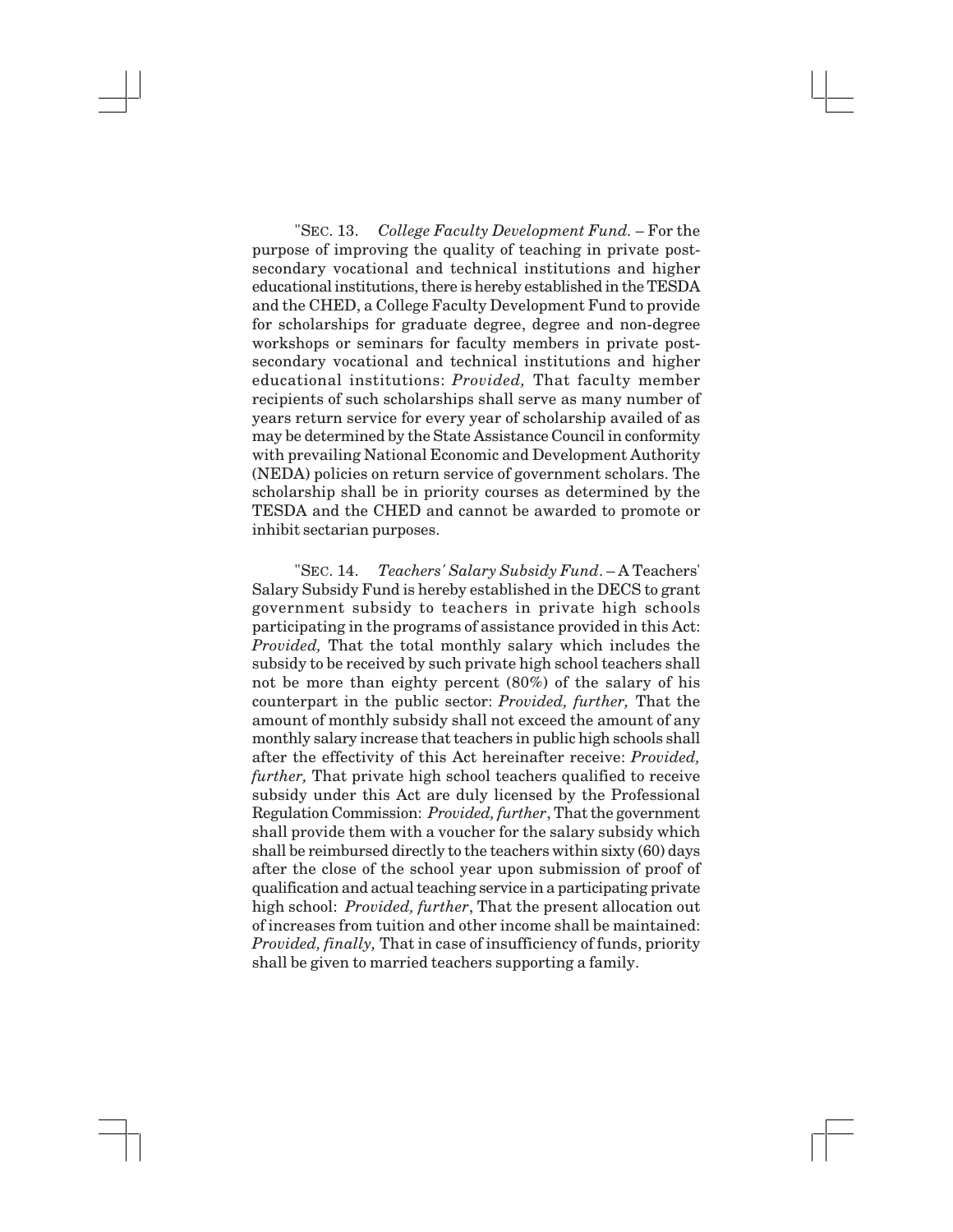"SEC. 13. *College Faculty Development Fund.* – For the purpose of improving the quality of teaching in private post-secondary vocational and technical institutions and higher educational institutions, there is hereby established in the TESDA and the CHED, a College Faculty Development Fund to provide for scholarships for graduate degree, degree and non-degree workshops or seminars for faculty members in private post-secondary vocational and technical institutions and higher educational institutions: *Provided,* That faculty member recipients of such scholarships shall serve as many number of years return service for every year of scholarship availed of as may be determined by the State Assistance Council in conformity with prevailing National Economic and Development Authority (NEDA) policies on return service of government scholars. The scholarship shall be in priority courses as determined by the TESDA and the CHED and cannot be awarded to promote or inhibit sectarian purposes.

"SEC. 14. *Teachers' Salary Subsidy Fund*. – A Teachers' Salary Subsidy Fund is hereby established in the DECS to grant government subsidy to teachers in private high schools participating in the programs of assistance provided in this Act: *Provided,* That the total monthly salary which includes the subsidy to be received by such private high school teachers shall not be more than eighty percent (80%) of the salary of his counterpart in the public sector: *Provided, further,* That the amount of monthly subsidy shall not exceed the amount of any monthly salary increase that teachers in public high schools shall after the effectivity of this Act hereinafter receive: *Provided, further,* That private high school teachers qualified to receive subsidy under this Act are duly licensed by the Professional Regulation Commission: *Provided, further*, That the government shall provide them with a voucher for the salary subsidy which shall be reimbursed directly to the teachers within sixty (60) days after the close of the school year upon submission of proof of qualification and actual teaching service in a participating private high school: *Provided, further*, That the present allocation out of increases from tuition and other income shall be maintained: *Provided, finally,* That in case of insufficiency of funds, priority shall be given to married teachers supporting a family.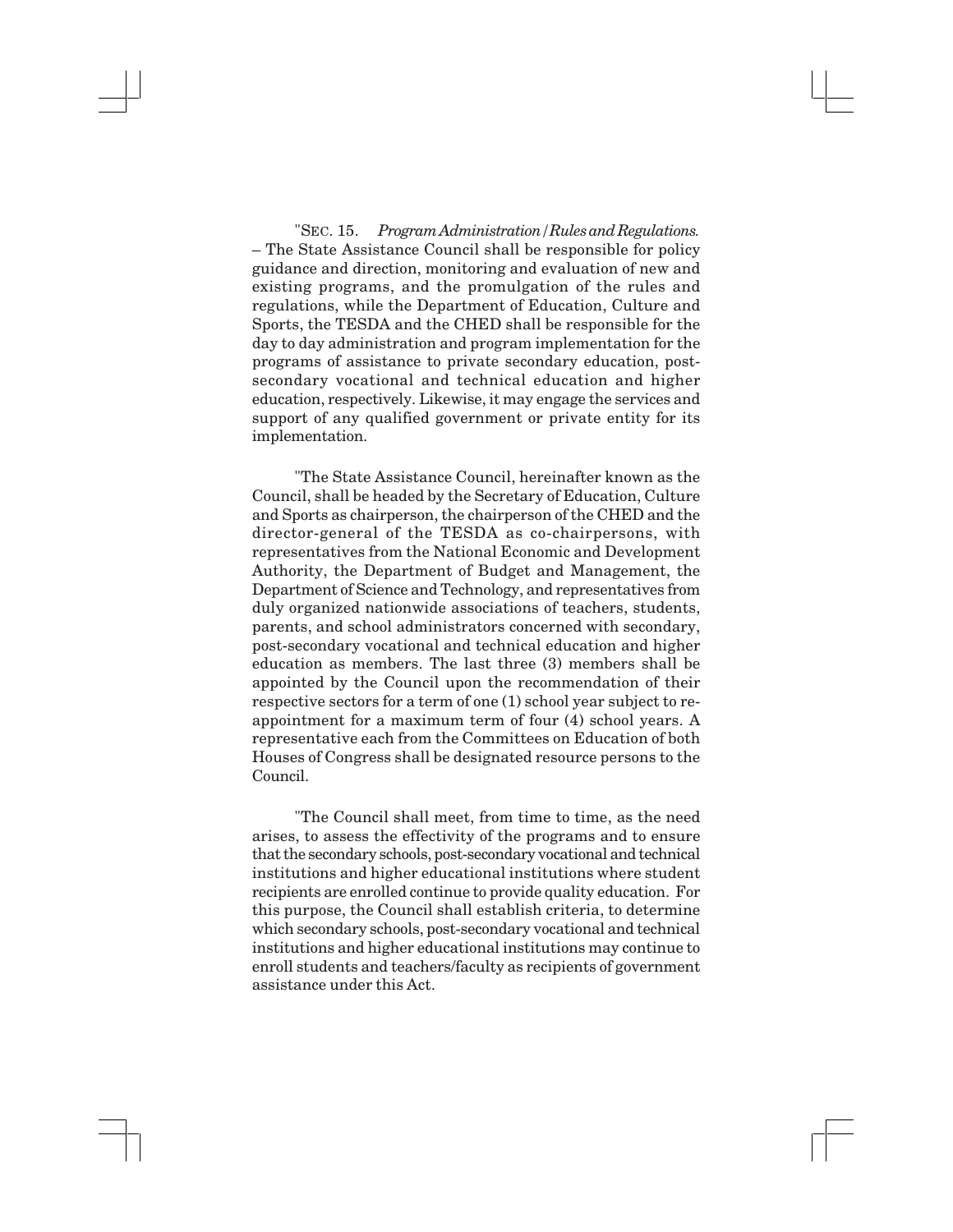"SEC. 15. *Program Administration/Rules and Regulations.* – The State Assistance Council shall be responsible for policy guidance and direction, monitoring and evaluation of new and existing programs, and the promulgation of the rules and regulations, while the Department of Education, Culture and Sports, the TESDA and the CHED shall be responsible for the day to day administration and program implementation for the programs of assistance to private secondary education, post-secondary vocational and technical education and higher education, respectively. Likewise, it may engage the services and support of any qualified government or private entity for its implementation.

"The State Assistance Council, hereinafter known as the Council, shall be headed by the Secretary of Education, Culture and Sports as chairperson, the chairperson of the CHED and the director-general of the TESDA as co-chairpersons, with representatives from the National Economic and Development Authority, the Department of Budget and Management, the Department of Science and Technology, and representatives from duly organized nationwide associations of teachers, students, parents, and school administrators concerned with secondary, post-secondary vocational and technical education and higher education as members. The last three (3) members shall be appointed by the Council upon the recommendation of their respective sectors for a term of one (1) school year subject to re-appointment for a maximum term of four (4) school years. A representative each from the Committees on Education of both Houses of Congress shall be designated resource persons to the Council.

"The Council shall meet, from time to time, as the need arises, to assess the effectivity of the programs and to ensure that the secondary schools, post-secondary vocational and technical institutions and higher educational institutions where student recipients are enrolled continue to provide quality education. For this purpose, the Council shall establish criteria, to determine which secondary schools, post-secondary vocational and technical institutions and higher educational institutions may continue to enroll students and teachers/faculty as recipients of government assistance under this Act.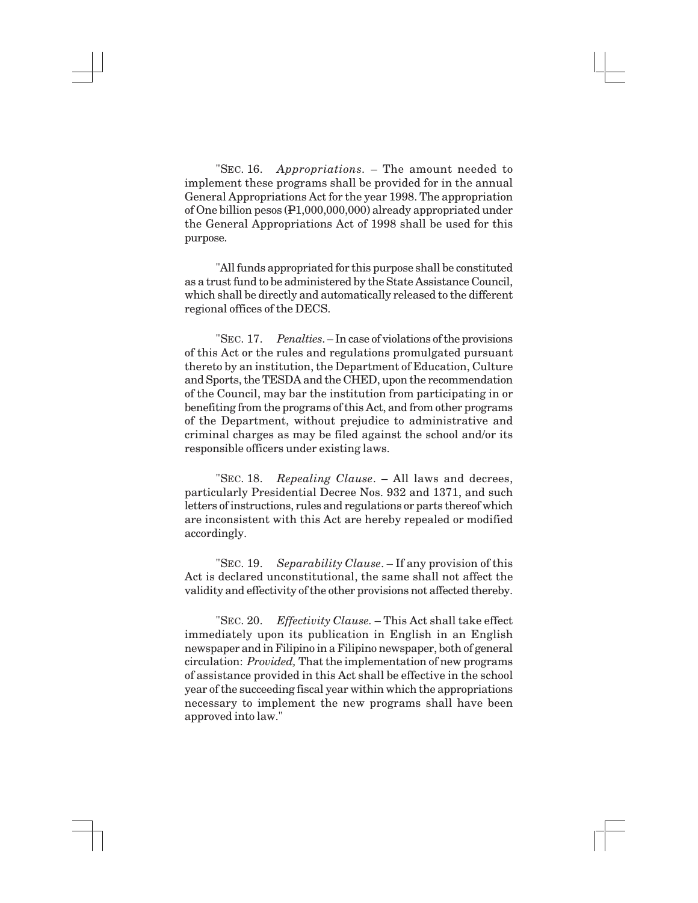"SEC. 16. *Appropriations*. – The amount needed to implement these programs shall be provided for in the annual General Appropriations Act for the year 1998. The appropriation of One billion pesos (₱1,000,000,000) already appropriated under the General Appropriations Act of 1998 shall be used for this purpose.

"All funds appropriated for this purpose shall be constituted as a trust fund to be administered by the State Assistance Council, which shall be directly and automatically released to the different regional offices of the DECS.

"SEC. 17. *Penalties*. – In case of violations of the provisions of this Act or the rules and regulations promulgated pursuant thereto by an institution, the Department of Education, Culture and Sports, the TESDA and the CHED, upon the recommendation of the Council, may bar the institution from participating in or benefiting from the programs of this Act, and from other programs of the Department, without prejudice to administrative and criminal charges as may be filed against the school and/or its responsible officers under existing laws.

"SEC. 18. *Repealing Clause*. – All laws and decrees, particularly Presidential Decree Nos. 932 and 1371, and such letters of instructions, rules and regulations or parts thereof which are inconsistent with this Act are hereby repealed or modified accordingly.

"SEC. 19. *Separability Clause*. – If any provision of this Act is declared unconstitutional, the same shall not affect the validity and effectivity of the other provisions not affected thereby.

"SEC. 20. *Effectivity Clause.* – This Act shall take effect immediately upon its publication in English in an English newspaper and in Filipino in a Filipino newspaper, both of general circulation: *Provided,* That the implementation of new programs of assistance provided in this Act shall be effective in the school year of the succeeding fiscal year within which the appropriations necessary to implement the new programs shall have been approved into law."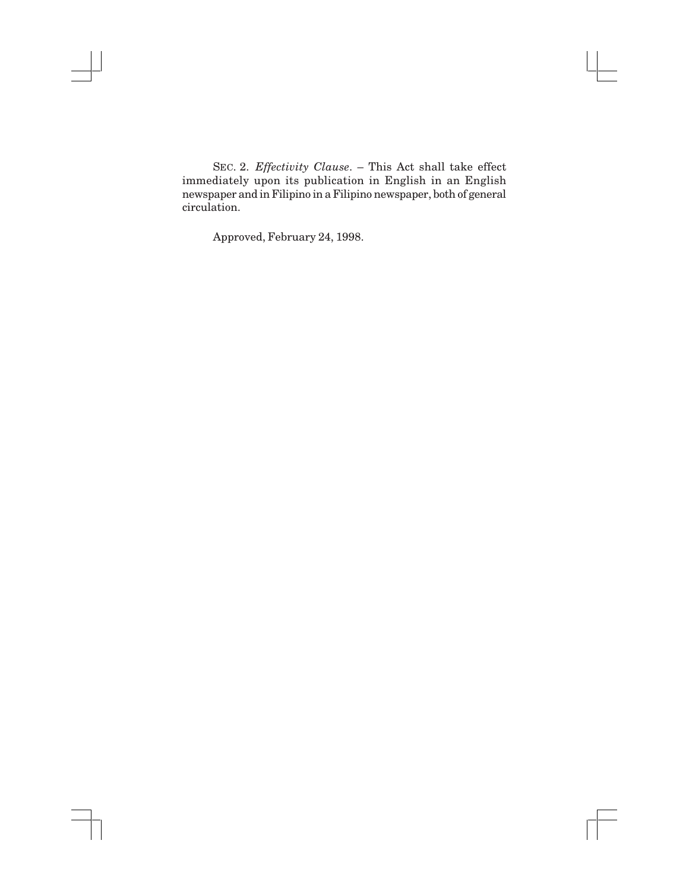SEC. 2. *Effectivity Clause*. – This Act shall take effect immediately upon its publication in English in an English newspaper and in Filipino in a Filipino newspaper, both of general circulation.

Approved, February 24, 1998.